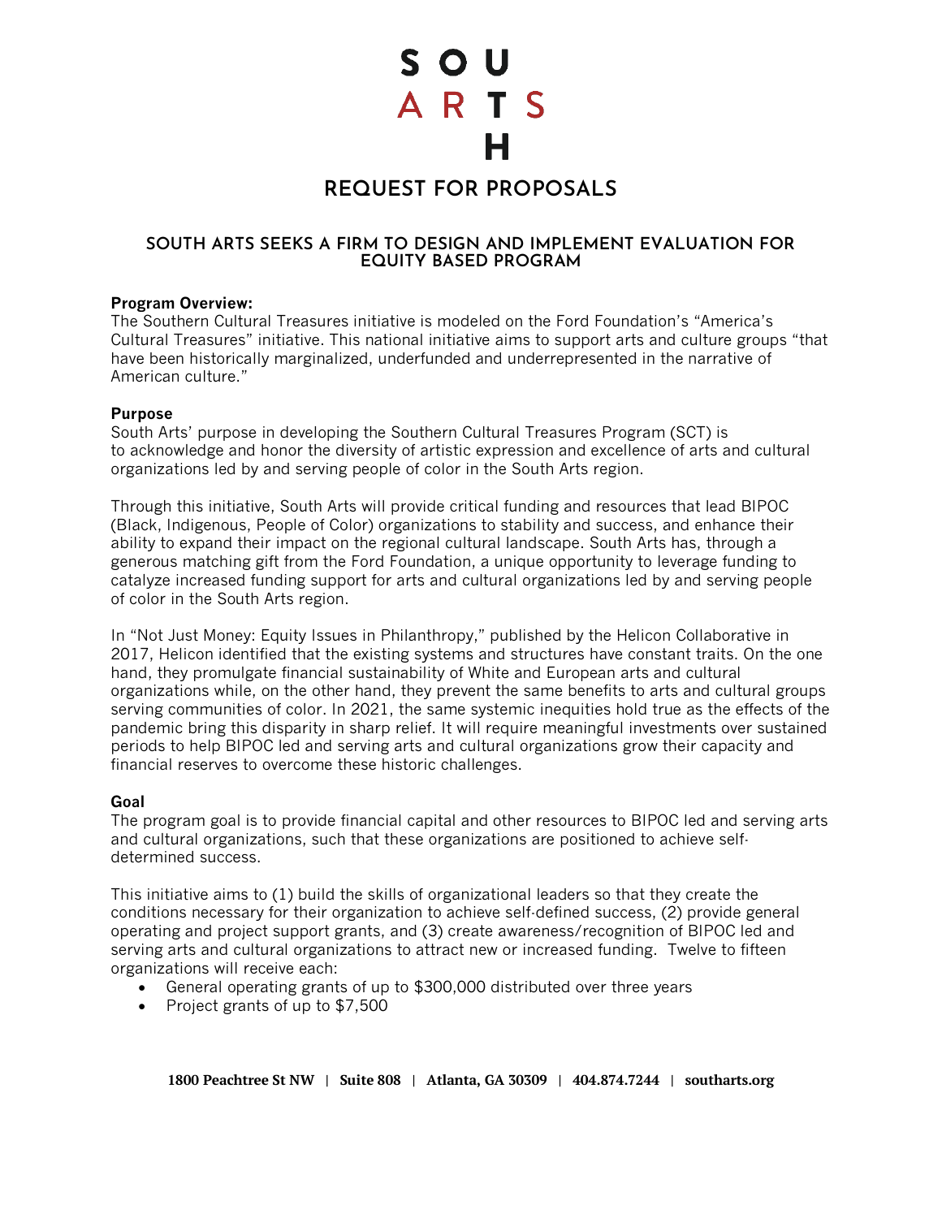# REQUEST FOR PROPOSALS

## SOUTH ARTS SEEKS A FIRM TO DESIGN AND IMPLEMENT EVALUATION FOR EQUITY BASED PROGRAM

**Program Overview:**
The Southern Cultural Treasures initiative is modeled on the Ford Foundation's "America's Cultural Treasures" initiative. This national initiative aims to support arts and culture groups "that have been historically marginalized, underfunded and underrepresented in the narrative of American culture."

**Purpose**
South Arts' purpose in developing the Southern Cultural Treasures Program (SCT) is to acknowledge and honor the diversity of artistic expression and excellence of arts and cultural organizations led by and serving people of color in the South Arts region.

Through this initiative, South Arts will provide critical funding and resources that lead BIPOC (Black, Indigenous, People of Color) organizations to stability and success, and enhance their ability to expand their impact on the regional cultural landscape. South Arts has, through a generous matching gift from the Ford Foundation, a unique opportunity to leverage funding to catalyze increased funding support for arts and cultural organizations led by and serving people of color in the South Arts region.

In "Not Just Money: Equity Issues in Philanthropy," published by the Helicon Collaborative in 2017, Helicon identified that the existing systems and structures have constant traits. On the one hand, they promulgate financial sustainability of White and European arts and cultural organizations while, on the other hand, they prevent the same benefits to arts and cultural groups serving communities of color. In 2021, the same systemic inequities hold true as the effects of the pandemic bring this disparity in sharp relief. It will require meaningful investments over sustained periods to help BIPOC led and serving arts and cultural organizations grow their capacity and financial reserves to overcome these historic challenges.

**Goal**
The program goal is to provide financial capital and other resources to BIPOC led and serving arts and cultural organizations, such that these organizations are positioned to achieve self-determined success.

This initiative aims to (1) build the skills of organizational leaders so that they create the conditions necessary for their organization to achieve self-defined success, (2) provide general operating and project support grants, and (3) create awareness/recognition of BIPOC led and serving arts and cultural organizations to attract new or increased funding. Twelve to fifteen organizations will receive each:

- General operating grants of up to $300,000 distributed over three years
- Project grants of up to $7,500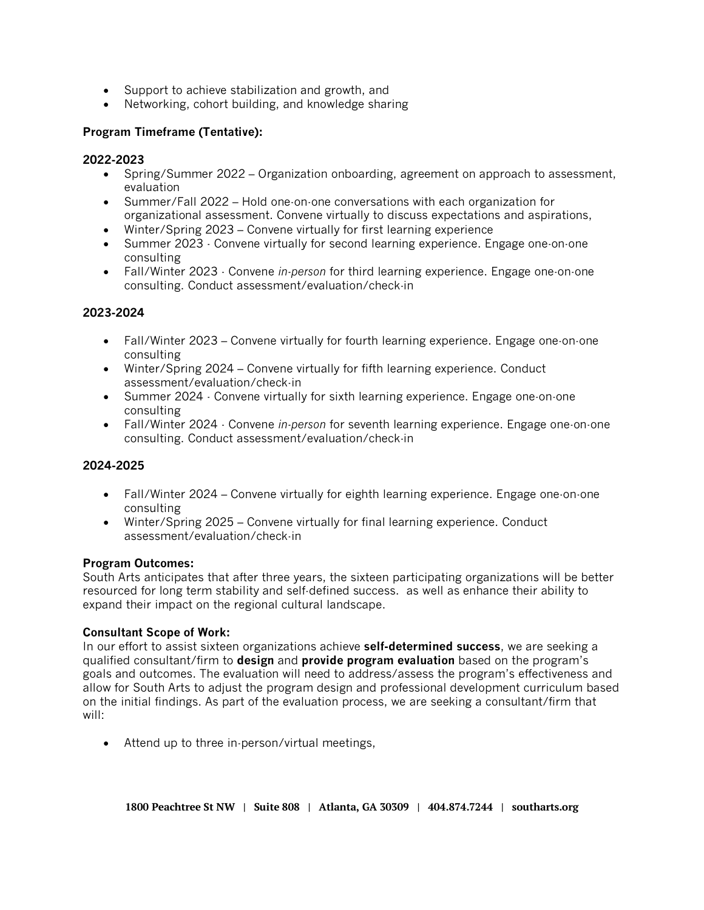- Support to achieve stabilization and growth, and
- Networking, cohort building, and knowledge sharing

**Program Timeframe (Tentative):**

**2022-2023**

- Spring/Summer 2022 – Organization onboarding, agreement on approach to assessment, evaluation
- Summer/Fall 2022 – Hold one-on-one conversations with each organization for organizational assessment. Convene virtually to discuss expectations and aspirations,
- Winter/Spring 2023 – Convene virtually for first learning experience
- Summer 2023 - Convene virtually for second learning experience. Engage one-on-one consulting
- Fall/Winter 2023 - Convene *in-person* for third learning experience. Engage one-on-one consulting. Conduct assessment/evaluation/check-in

**2023-2024**

- Fall/Winter 2023 – Convene virtually for fourth learning experience. Engage one-on-one consulting
- Winter/Spring 2024 – Convene virtually for fifth learning experience. Conduct assessment/evaluation/check-in
- Summer 2024 - Convene virtually for sixth learning experience. Engage one-on-one consulting
- Fall/Winter 2024 - Convene *in-person* for seventh learning experience. Engage one-on-one consulting. Conduct assessment/evaluation/check-in

**2024-2025**

- Fall/Winter 2024 – Convene virtually for eighth learning experience. Engage one-on-one consulting
- Winter/Spring 2025 – Convene virtually for final learning experience. Conduct assessment/evaluation/check-in

**Program Outcomes:**
South Arts anticipates that after three years, the sixteen participating organizations will be better resourced for long term stability and self-defined success.  as well as enhance their ability to expand their impact on the regional cultural landscape.

**Consultant Scope of Work:**
In our effort to assist sixteen organizations achieve **self-determined success**, we are seeking a qualified consultant/firm to **design** and **provide program evaluation** based on the program's goals and outcomes. The evaluation will need to address/assess the program's effectiveness and allow for South Arts to adjust the program design and professional development curriculum based on the initial findings. As part of the evaluation process, we are seeking a consultant/firm that will:

- Attend up to three in-person/virtual meetings,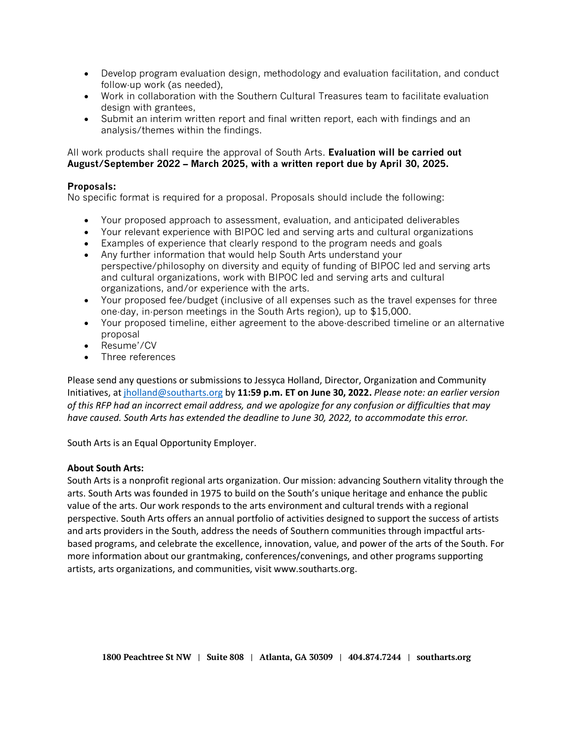- Develop program evaluation design, methodology and evaluation facilitation, and conduct follow-up work (as needed),
- Work in collaboration with the Southern Cultural Treasures team to facilitate evaluation design with grantees,
- Submit an interim written report and final written report, each with findings and an analysis/themes within the findings.

All work products shall require the approval of South Arts. **Evaluation will be carried out August/September 2022 – March 2025, with a written report due by April 30, 2025.**

**Proposals:**
No specific format is required for a proposal. Proposals should include the following:

- Your proposed approach to assessment, evaluation, and anticipated deliverables
- Your relevant experience with BIPOC led and serving arts and cultural organizations
- Examples of experience that clearly respond to the program needs and goals
- Any further information that would help South Arts understand your perspective/philosophy on diversity and equity of funding of BIPOC led and serving arts and cultural organizations, work with BIPOC led and serving arts and cultural organizations, and/or experience with the arts.
- Your proposed fee/budget (inclusive of all expenses such as the travel expenses for three one-day, in-person meetings in the South Arts region), up to $15,000.
- Your proposed timeline, either agreement to the above-described timeline or an alternative proposal
- Resume'/CV
- Three references

Please send any questions or submissions to Jessyca Holland, Director, Organization and Community Initiatives, at jholland@southarts.org by **11:59 p.m. ET on June 30, 2022.** *Please note: an earlier version of this RFP had an incorrect email address, and we apologize for any confusion or difficulties that may have caused. South Arts has extended the deadline to June 30, 2022, to accommodate this error.*

South Arts is an Equal Opportunity Employer.

**About South Arts:**
South Arts is a nonprofit regional arts organization. Our mission: advancing Southern vitality through the arts. South Arts was founded in 1975 to build on the South's unique heritage and enhance the public value of the arts. Our work responds to the arts environment and cultural trends with a regional perspective. South Arts offers an annual portfolio of activities designed to support the success of artists and arts providers in the South, address the needs of Southern communities through impactful arts-based programs, and celebrate the excellence, innovation, value, and power of the arts of the South. For more information about our grantmaking, conferences/convenings, and other programs supporting artists, arts organizations, and communities, visit www.southarts.org.